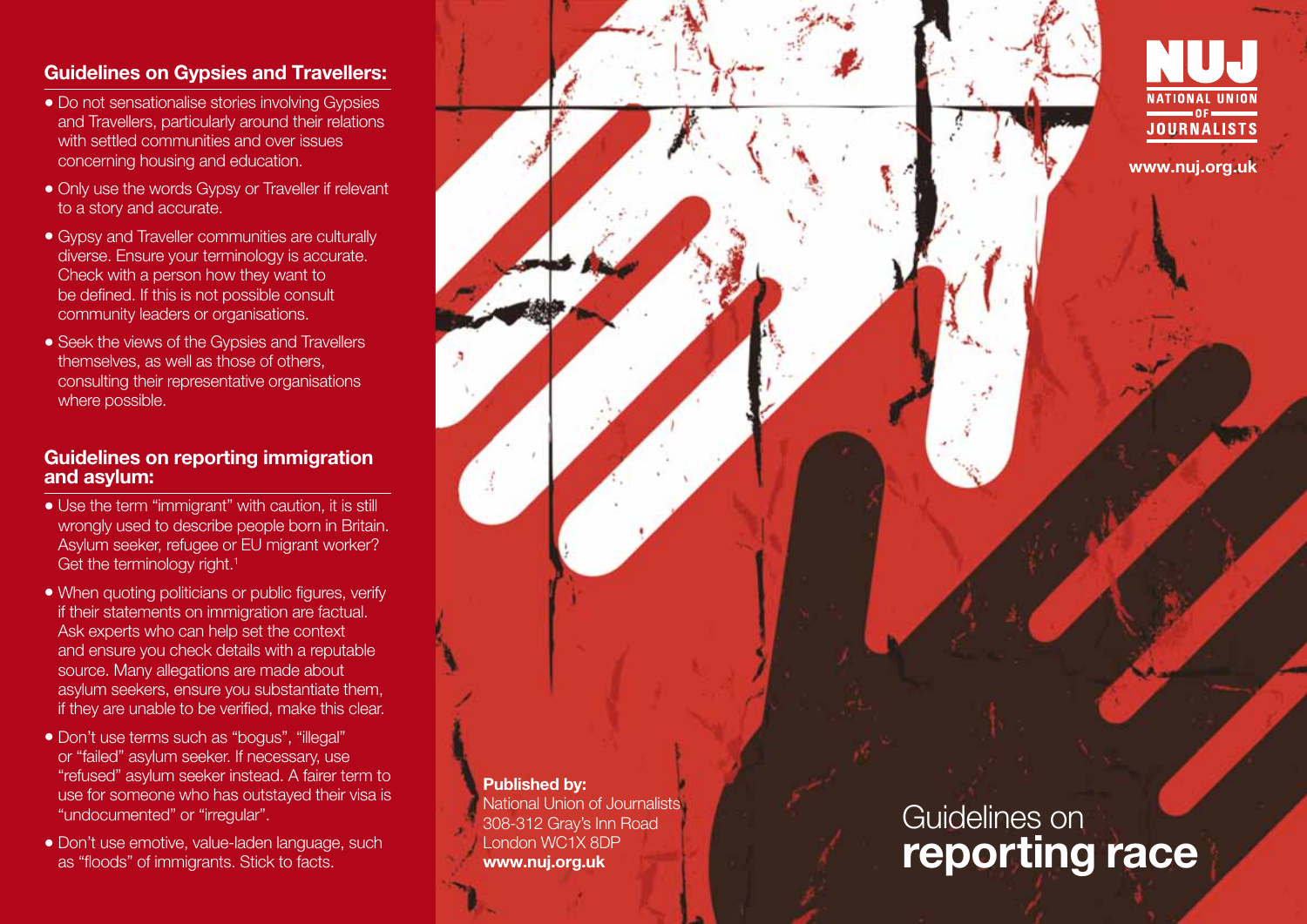## Guidelines on Gypsies and Travellers:

- Do not sensationalise stories involving Gypsies and Travellers, particularly around their relations with settled communities and over issues concerning housing and education.
- Only use the words Gypsy or Traveller if relevant to a story and accurate.
- Gypsy and Traveller communities are culturally diverse. Ensure your terminology is accurate. Check with a person how they want to be defined. If this is not possible consult community leaders or organisations.
- Seek the views of the Gypsies and Travellers themselves, as well as those of others, consulting their representative organisations where possible.

## Guidelines on reporting immigration and asylum:

- Use the term "immigrant" with caution, it is still wrongly used to describe people born in Britain. Asylum seeker, refugee or EU migrant worker? Get the terminology right.[1]
- When quoting politicians or public figures, verify if their statements on immigration are factual. Ask experts who can help set the context and ensure you check details with a reputable source. Many allegations are made about asylum seekers, ensure you substantiate them, if they are unable to be verified, make this clear.
- Don't use terms such as "bogus", "illegal" or "failed" asylum seeker. If necessary, use "refused" asylum seeker instead. A fairer term to use for someone who has outstayed their visa is "undocumented" or "irregular".
- Don't use emotive, value-laden language, such as "floods" of immigrants. Stick to facts.

**Published by:**
National Union of Journalists
308-312 Gray's Inn Road
London WC1X 8DP
**www.nuj.org.uk**

NUJ
NATIONAL UNION OF JOURNALISTS

**www.nuj.org.uk**

# Guidelines on **reporting race**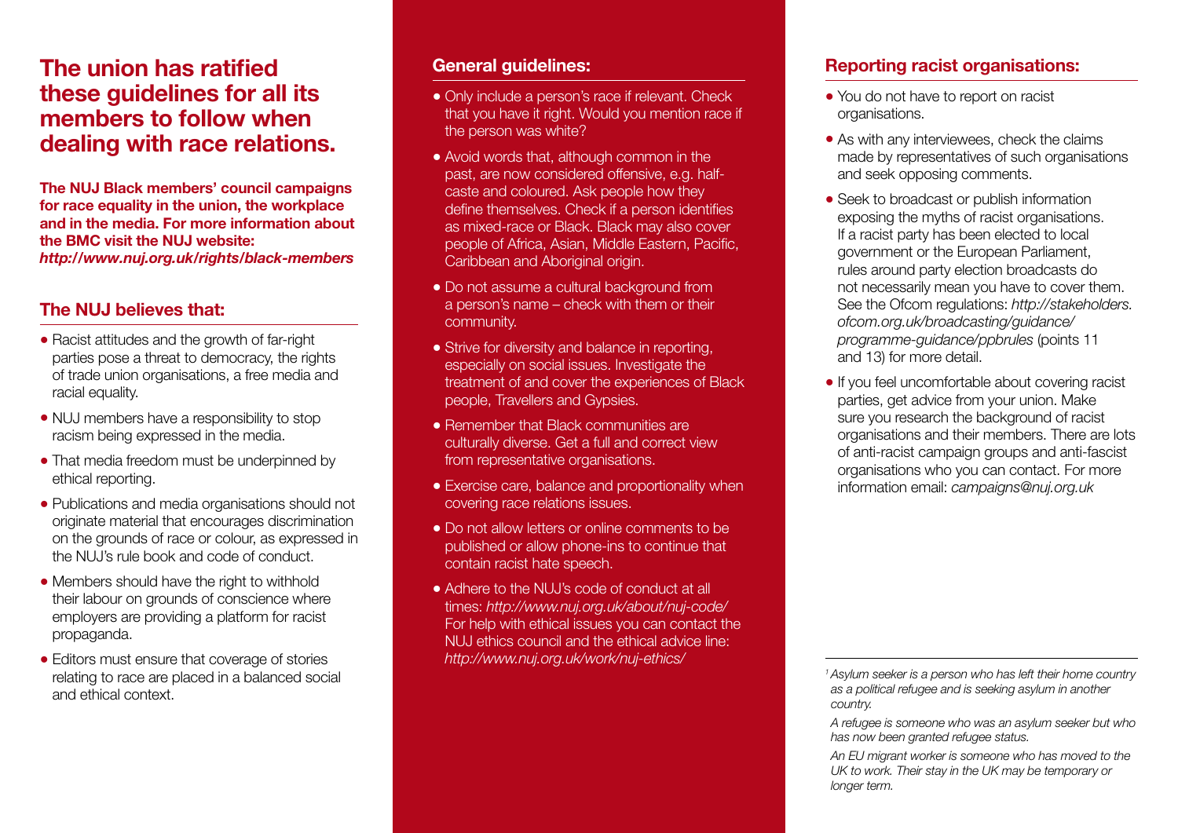## The union has ratified these guidelines for all its members to follow when dealing with race relations.

**The NUJ Black members' council campaigns for race equality in the union, the workplace and in the media. For more information about the BMC visit the NUJ website:** ***http://www.nuj.org.uk/rights/black-members***

### The NUJ believes that:

- Racist attitudes and the growth of far-right parties pose a threat to democracy, the rights of trade union organisations, a free media and racial equality.
- NUJ members have a responsibility to stop racism being expressed in the media.
- That media freedom must be underpinned by ethical reporting.
- Publications and media organisations should not originate material that encourages discrimination on the grounds of race or colour, as expressed in the NUJ's rule book and code of conduct.
- Members should have the right to withhold their labour on grounds of conscience where employers are providing a platform for racist propaganda.
- Editors must ensure that coverage of stories relating to race are placed in a balanced social and ethical context.

### General guidelines:

- Only include a person's race if relevant. Check that you have it right. Would you mention race if the person was white?
- Avoid words that, although common in the past, are now considered offensive, e.g. half-caste and coloured. Ask people how they define themselves. Check if a person identifies as mixed-race or Black. Black may also cover people of Africa, Asian, Middle Eastern, Pacific, Caribbean and Aboriginal origin.
- Do not assume a cultural background from a person's name – check with them or their community.
- Strive for diversity and balance in reporting, especially on social issues. Investigate the treatment of and cover the experiences of Black people, Travellers and Gypsies.
- Remember that Black communities are culturally diverse. Get a full and correct view from representative organisations.
- Exercise care, balance and proportionality when covering race relations issues.
- Do not allow letters or online comments to be published or allow phone-ins to continue that contain racist hate speech.
- Adhere to the NUJ's code of conduct at all times: *http://www.nuj.org.uk/about/nuj-code/* For help with ethical issues you can contact the NUJ ethics council and the ethical advice line: *http://www.nuj.org.uk/work/nuj-ethics/*

### Reporting racist organisations:

- You do not have to report on racist organisations.
- As with any interviewees, check the claims made by representatives of such organisations and seek opposing comments.
- Seek to broadcast or publish information exposing the myths of racist organisations. If a racist party has been elected to local government or the European Parliament, rules around party election broadcasts do not necessarily mean you have to cover them. See the Ofcom regulations: *http://stakeholders.ofcom.org.uk/broadcasting/guidance/programme-guidance/ppbrules* (points 11 and 13) for more detail.
- If you feel uncomfortable about covering racist parties, get advice from your union. Make sure you research the background of racist organisations and their members. There are lots of anti-racist campaign groups and anti-fascist organisations who you can contact. For more information email: *campaigns@nuj.org.uk*

---

[1] *Asylum seeker is a person who has left their home country as a political refugee and is seeking asylum in another country.*

*A refugee is someone who was an asylum seeker but who has now been granted refugee status.*

*An EU migrant worker is someone who has moved to the UK to work. Their stay in the UK may be temporary or longer term.*